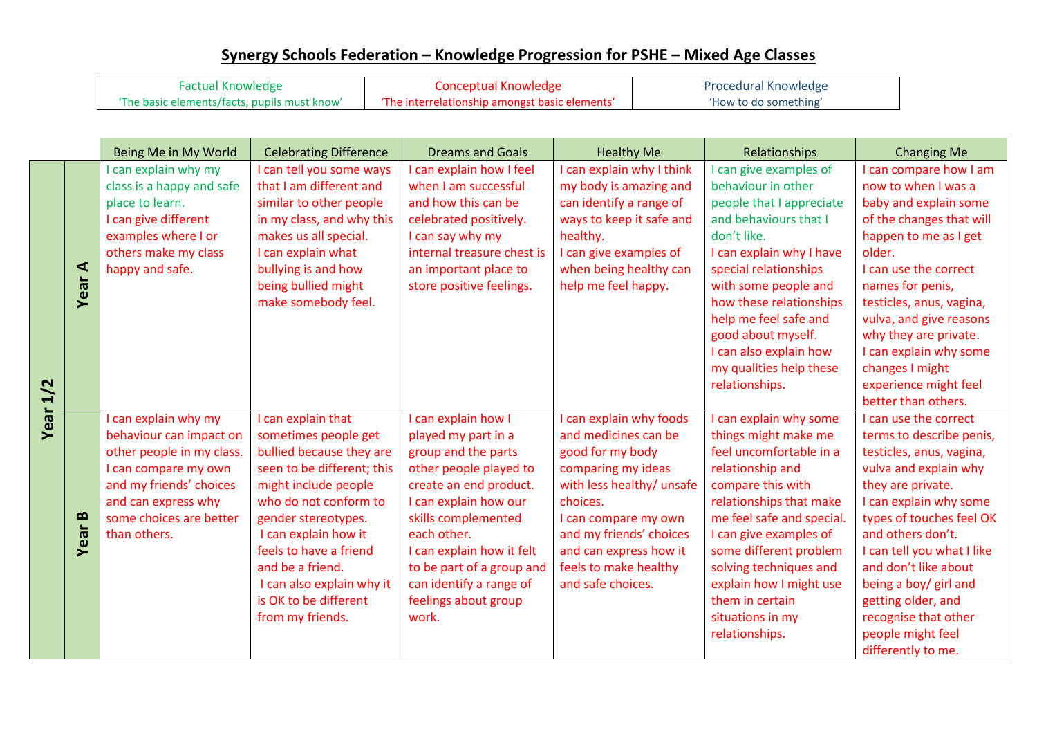# Synergy Schools Federation – Knowledge Progression for PSHE – Mixed Age Classes

| Factual Knowledge | Conceptual Knowledge | Procedural Knowledge |
| --- | --- | --- |
| 'The basic elements/facts, pupils must know' | 'The interrelationship amongst basic elements' | 'How to do something' |

| | | Being Me in My World | Celebrating Difference | Dreams and Goals | Healthy Me | Relationships | Changing Me |
| --- | --- | --- | --- | --- | --- | --- | --- |
| Year 1/2 | Year A | I can explain why my class is a happy and safe place to learn. I can give different examples where I or others make my class happy and safe. | I can tell you some ways that I am different and similar to other people in my class, and why this makes us all special. I can explain what bullying is and how being bullied might make somebody feel. | I can explain how I feel when I am successful and how this can be celebrated positively. I can say why my internal treasure chest is an important place to store positive feelings. | I can explain why I think my body is amazing and can identify a range of ways to keep it safe and healthy. I can give examples of when being healthy can help me feel happy. | I can give examples of behaviour in other people that I appreciate and behaviours that I don't like. I can explain why I have special relationships with some people and how these relationships help me feel safe and good about myself. I can also explain how my qualities help these relationships. | I can compare how I am now to when I was a baby and explain some of the changes that will happen to me as I get older. I can use the correct names for penis, testicles, anus, vagina, vulva, and give reasons why they are private. I can explain why some changes I might experience might feel better than others. |
| | Year B | I can explain why my behaviour can impact on other people in my class. I can compare my own and my friends' choices and can express why some choices are better than others. | I can explain that sometimes people get bullied because they are seen to be different; this might include people who do not conform to gender stereotypes. I can explain how it feels to have a friend and be a friend. I can also explain why it is OK to be different from my friends. | I can explain how I played my part in a group and the parts other people played to create an end product. I can explain how our skills complemented each other. I can explain how it felt to be part of a group and can identify a range of feelings about group work. | I can explain why foods and medicines can be good for my body comparing my ideas with less healthy/ unsafe choices. I can compare my own and my friends' choices and can express how it feels to make healthy and safe choices. | I can explain why some things might make me feel uncomfortable in a relationship and compare this with relationships that make me feel safe and special. I can give examples of some different problem solving techniques and explain how I might use them in certain situations in my relationships. | I can use the correct terms to describe penis, testicles, anus, vagina, vulva and explain why they are private. I can explain why some types of touches feel OK and others don't. I can tell you what I like and don't like about being a boy/ girl and getting older, and recognise that other people might feel differently to me. |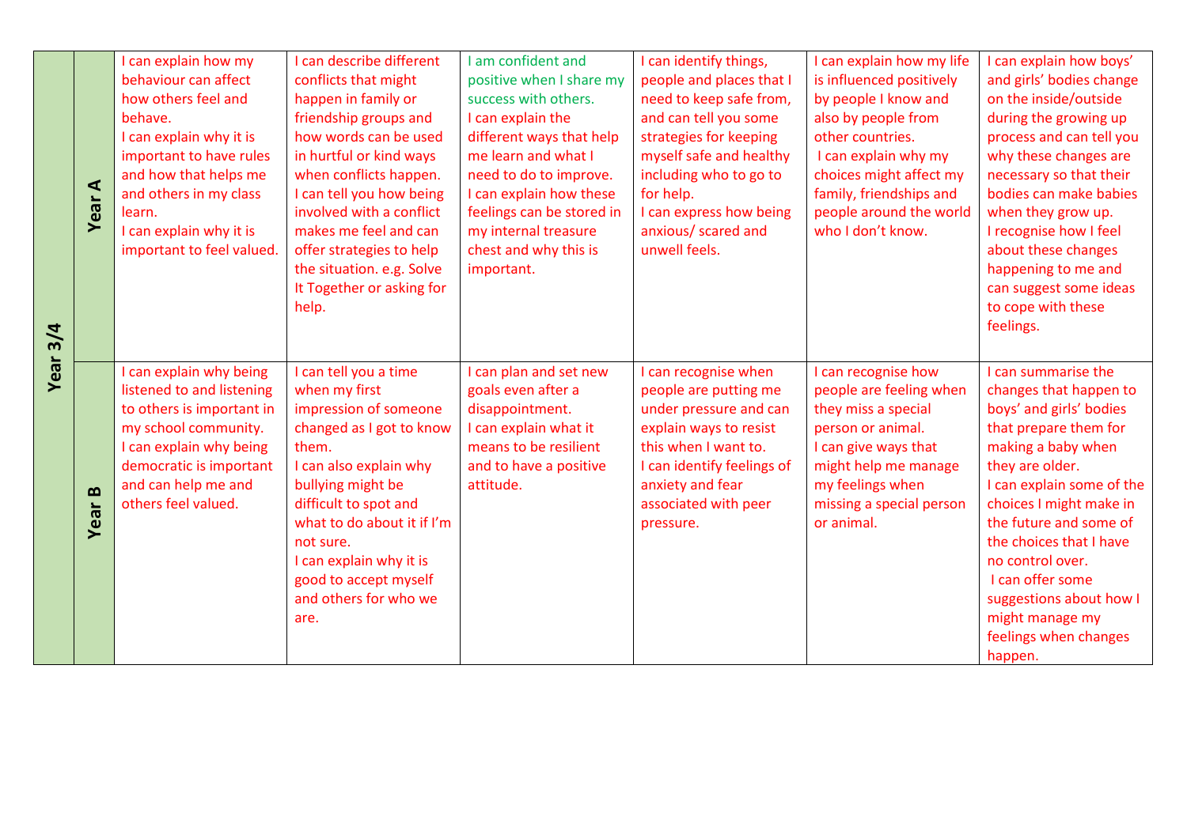| | | | | | | | |
|---|---|---|---|---|---|---|---|
| Year 3/4 | Year A | I can explain how my behaviour can affect how others feel and behave. I can explain why it is important to have rules and how that helps me and others in my class learn. I can explain why it is important to feel valued. | I can describe different conflicts that might happen in family or friendship groups and how words can be used in hurtful or kind ways when conflicts happen. I can tell you how being involved with a conflict makes me feel and can offer strategies to help the situation. e.g. Solve It Together or asking for help. | I am confident and positive when I share my success with others. I can explain the different ways that help me learn and what I need to do to improve. I can explain how these feelings can be stored in my internal treasure chest and why this is important. | I can identify things, people and places that I need to keep safe from, and can tell you some strategies for keeping myself safe and healthy including who to go to for help. I can express how being anxious/ scared and unwell feels. | I can explain how my life is influenced positively by people I know and also by people from other countries. I can explain why my choices might affect my family, friendships and people around the world who I don't know. | I can explain how boys' and girls' bodies change on the inside/outside during the growing up process and can tell you why these changes are necessary so that their bodies can make babies when they grow up. I recognise how I feel about these changes happening to me and can suggest some ideas to cope with these feelings. |
| | Year B | I can explain why being listened to and listening to others is important in my school community. I can explain why being democratic is important and can help me and others feel valued. | I can tell you a time when my first impression of someone changed as I got to know them. I can also explain why bullying might be difficult to spot and what to do about it if I'm not sure. I can explain why it is good to accept myself and others for who we are. | I can plan and set new goals even after a disappointment. I can explain what it means to be resilient and to have a positive attitude. | I can recognise when people are putting me under pressure and can explain ways to resist this when I want to. I can identify feelings of anxiety and fear associated with peer pressure. | I can recognise how people are feeling when they miss a special person or animal. I can give ways that might help me manage my feelings when missing a special person or animal. | I can summarise the changes that happen to boys' and girls' bodies that prepare them for making a baby when they are older. I can explain some of the choices I might make in the future and some of the choices that I have no control over. I can offer some suggestions about how I might manage my feelings when changes happen. |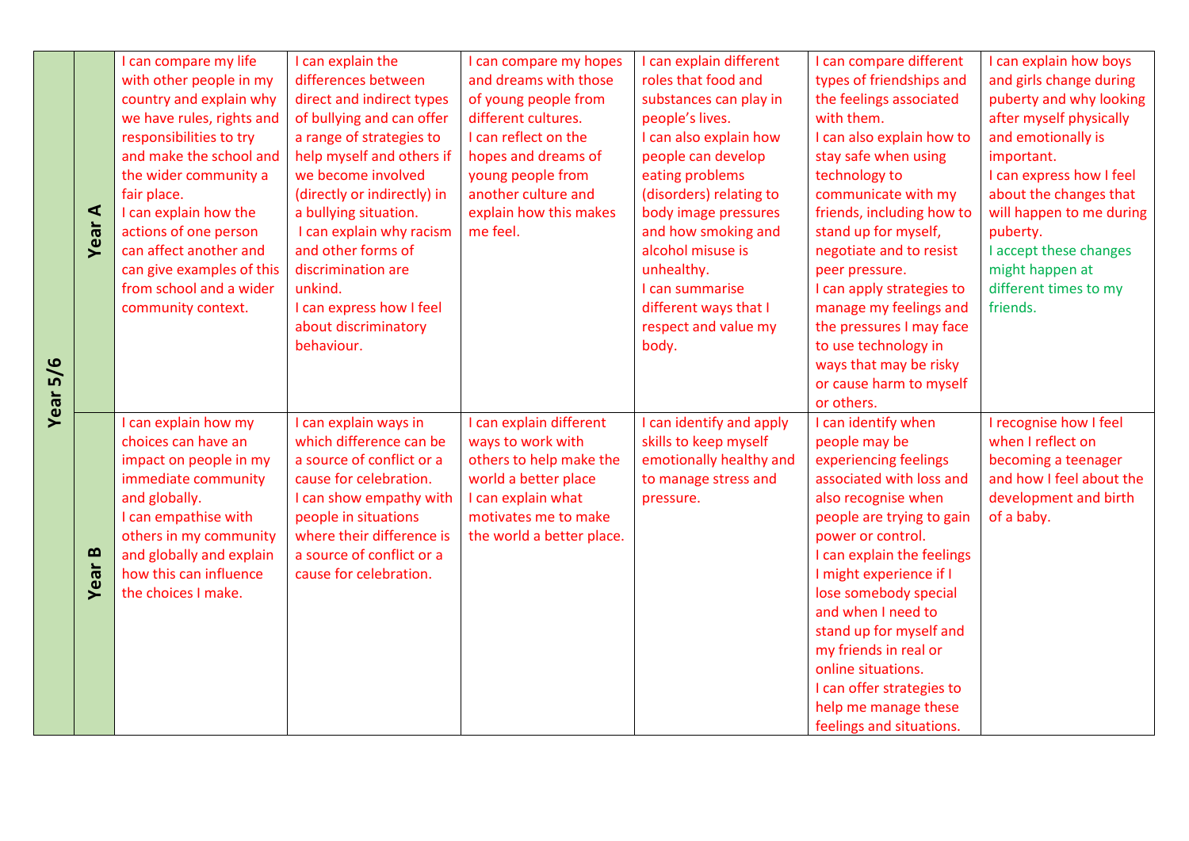| | | | | | | | |
|---|---|---|---|---|---|---|---|
| Year 5/6 | Year A | I can compare my life with other people in my country and explain why we have rules, rights and responsibilities to try and make the school and the wider community a fair place.<br>I can explain how the actions of one person can affect another and can give examples of this from school and a wider community context. | I can explain the differences between direct and indirect types of bullying and can offer a range of strategies to help myself and others if we become involved (directly or indirectly) in a bullying situation.<br>I can explain why racism and other forms of discrimination are unkind.<br>I can express how I feel about discriminatory behaviour. | I can compare my hopes and dreams with those of young people from different cultures.<br>I can reflect on the hopes and dreams of young people from another culture and explain how this makes me feel. | I can explain different roles that food and substances can play in people's lives.<br>I can also explain how people can develop eating problems (disorders) relating to body image pressures and how smoking and alcohol misuse is unhealthy.<br>I can summarise different ways that I respect and value my body. | I can compare different types of friendships and the feelings associated with them.<br>I can also explain how to stay safe when using technology to communicate with my friends, including how to stand up for myself, negotiate and to resist peer pressure.<br>I can apply strategies to manage my feelings and the pressures I may face to use technology in ways that may be risky or cause harm to myself or others. | I can explain how boys and girls change during puberty and why looking after myself physically and emotionally is important.<br>I can express how I feel about the changes that will happen to me during puberty.<br>I accept these changes might happen at different times to my friends. |
| | Year B | I can explain how my choices can have an impact on people in my immediate community and globally.<br>I can empathise with others in my community and globally and explain how this can influence the choices I make. | I can explain ways in which difference can be a source of conflict or a cause for celebration.<br>I can show empathy with people in situations where their difference is a source of conflict or a cause for celebration. | I can explain different ways to work with others to help make the world a better place<br>I can explain what motivates me to make the world a better place. | I can identify and apply skills to keep myself emotionally healthy and to manage stress and pressure. | I can identify when people may be experiencing feelings associated with loss and also recognise when people are trying to gain power or control.<br>I can explain the feelings I might experience if I lose somebody special and when I need to stand up for myself and my friends in real or online situations.<br>I can offer strategies to help me manage these feelings and situations. | I recognise how I feel when I reflect on becoming a teenager and how I feel about the development and birth of a baby. |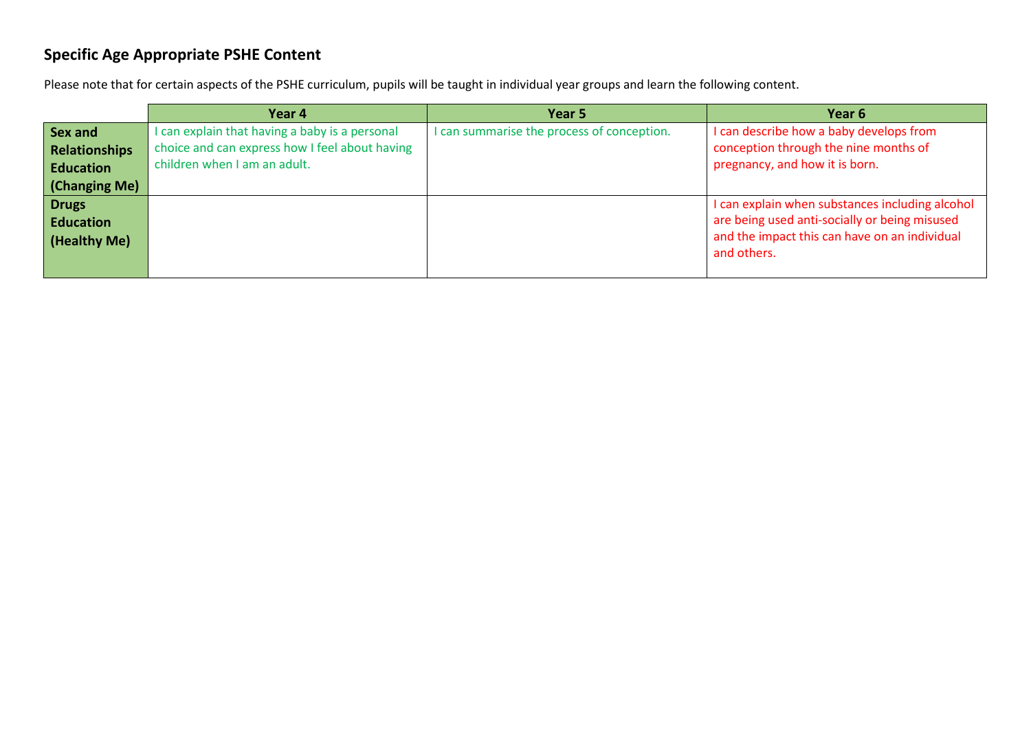## Specific Age Appropriate PSHE Content

Please note that for certain aspects of the PSHE curriculum, pupils will be taught in individual year groups and learn the following content.

| | Year 4 | Year 5 | Year 6 |
|---|---|---|---|
| **Sex and Relationships Education (Changing Me)** | I can explain that having a baby is a personal choice and can express how I feel about having children when I am an adult. | I can summarise the process of conception. | I can describe how a baby develops from conception through the nine months of pregnancy, and how it is born. |
| **Drugs Education (Healthy Me)** | | | I can explain when substances including alcohol are being used anti-socially or being misused and the impact this can have on an individual and others. |